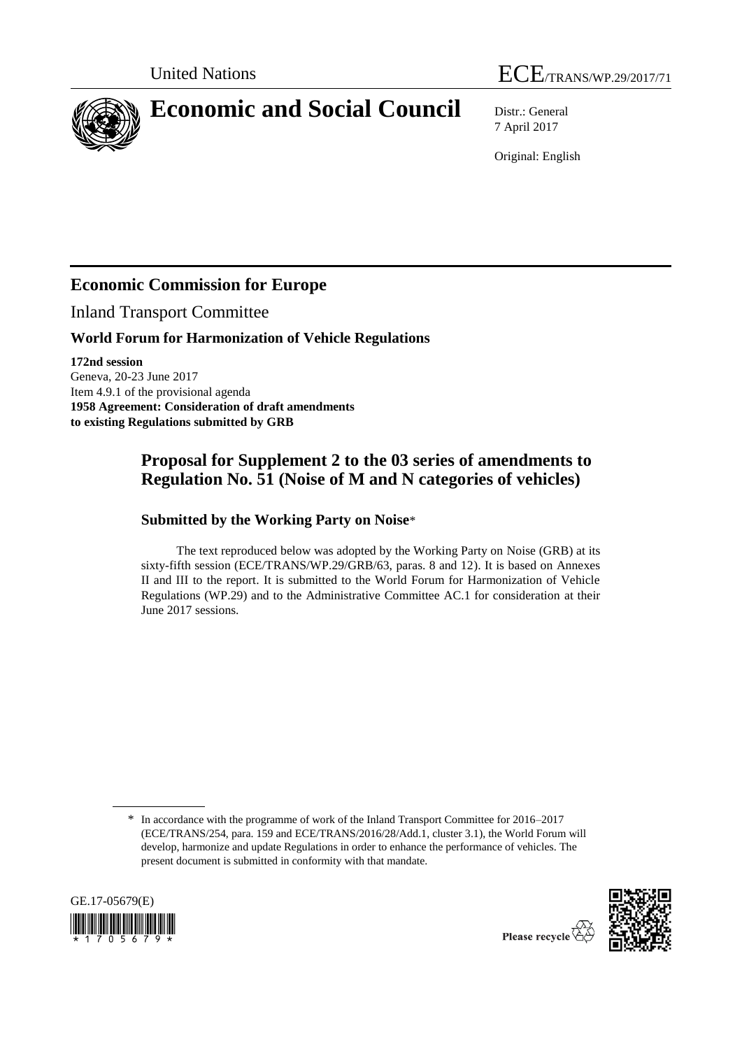United Nations ECE/TRANS/WP.29/2017/71

# Economic and Social Council

Distr.: General
7 April 2017

Original: English

## Economic Commission for Europe

Inland Transport Committee

### World Forum for Harmonization of Vehicle Regulations

**172nd session**
Geneva, 20-23 June 2017
Item 4.9.1 of the provisional agenda
**1958 Agreement: Consideration of draft amendments to existing Regulations submitted by GRB**

## Proposal for Supplement 2 to the 03 series of amendments to Regulation No. 51 (Noise of M and N categories of vehicles)

### Submitted by the Working Party on Noise*

The text reproduced below was adopted by the Working Party on Noise (GRB) at its sixty-fifth session (ECE/TRANS/WP.29/GRB/63, paras. 8 and 12). It is based on Annexes II and III to the report. It is submitted to the World Forum for Harmonization of Vehicle Regulations (WP.29) and to the Administrative Committee AC.1 for consideration at their June 2017 sessions.

\* In accordance with the programme of work of the Inland Transport Committee for 2016–2017 (ECE/TRANS/254, para. 159 and ECE/TRANS/2016/28/Add.1, cluster 3.1), the World Forum will develop, harmonize and update Regulations in order to enhance the performance of vehicles. The present document is submitted in conformity with that mandate.

GE.17-05679(E)

Please recycle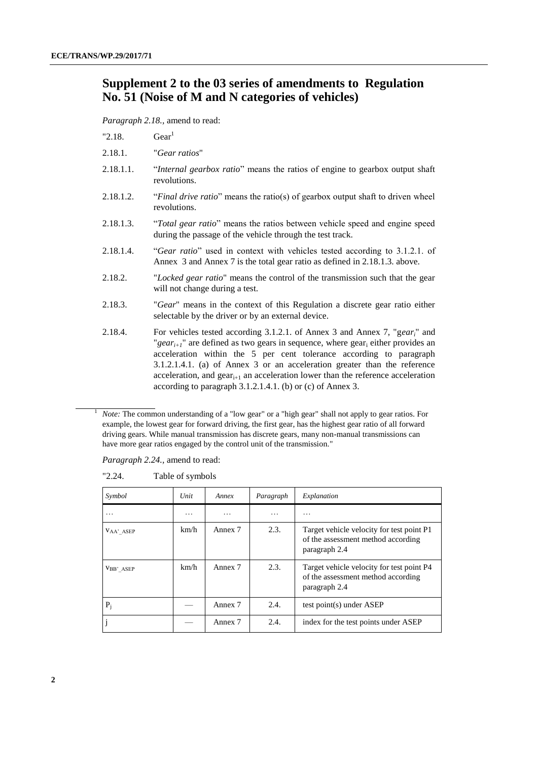## Supplement 2 to the 03 series of amendments to Regulation No. 51 (Noise of M and N categories of vehicles)

*Paragraph 2.18.,* amend to read:

"2.18. Gear[1]

2.18.1. "*Gear ratios*"

2.18.1.1. "*Internal gearbox ratio*" means the ratios of engine to gearbox output shaft revolutions.

2.18.1.2. "*Final drive ratio*" means the ratio(s) of gearbox output shaft to driven wheel revolutions.

2.18.1.3. "*Total gear ratio*" means the ratios between vehicle speed and engine speed during the passage of the vehicle through the test track.

2.18.1.4. "*Gear ratio*" used in context with vehicles tested according to 3.1.2.1. of Annex 3 and Annex 7 is the total gear ratio as defined in 2.18.1.3. above.

2.18.2. "*Locked gear ratio*" means the control of the transmission such that the gear will not change during a test.

2.18.3. "*Gear*" means in the context of this Regulation a discrete gear ratio either selectable by the driver or by an external device.

2.18.4. For vehicles tested according 3.1.2.1. of Annex 3 and Annex 7, "$gear_i$" and "$gear_{i+1}$" are defined as two gears in sequence, where $gear_i$ either provides an acceleration within the 5 per cent tolerance according to paragraph 3.1.2.1.4.1. (a) of Annex 3 or an acceleration greater than the reference acceleration, and $gear_{i+1}$ an acceleration lower than the reference acceleration according to paragraph 3.1.2.1.4.1. (b) or (c) of Annex 3.

[1] *Note:* The common understanding of a "low gear" or a "high gear" shall not apply to gear ratios. For example, the lowest gear for forward driving, the first gear, has the highest gear ratio of all forward driving gears. While manual transmission has discrete gears, many non-manual transmissions can have more gear ratios engaged by the control unit of the transmission."

*Paragraph 2.24.,* amend to read:

"2.24. Table of symbols

| *Symbol* | *Unit* | *Annex* | *Paragraph* | *Explanation* |
|---|---|---|---|---|
| ... | ... | ... | ... | ... |
| $v_{AA'\_ASEP}$ | km/h | Annex 7 | 2.3. | Target vehicle velocity for test point P1 of the assessment method according paragraph 2.4 |
| $v_{BB'\_ASEP}$ | km/h | Annex 7 | 2.3. | Target vehicle velocity for test point P4 of the assessment method according paragraph 2.4 |
| $P_j$ | — | Annex 7 | 2.4. | test point(s) under ASEP |
| j | — | Annex 7 | 2.4. | index for the test points under ASEP |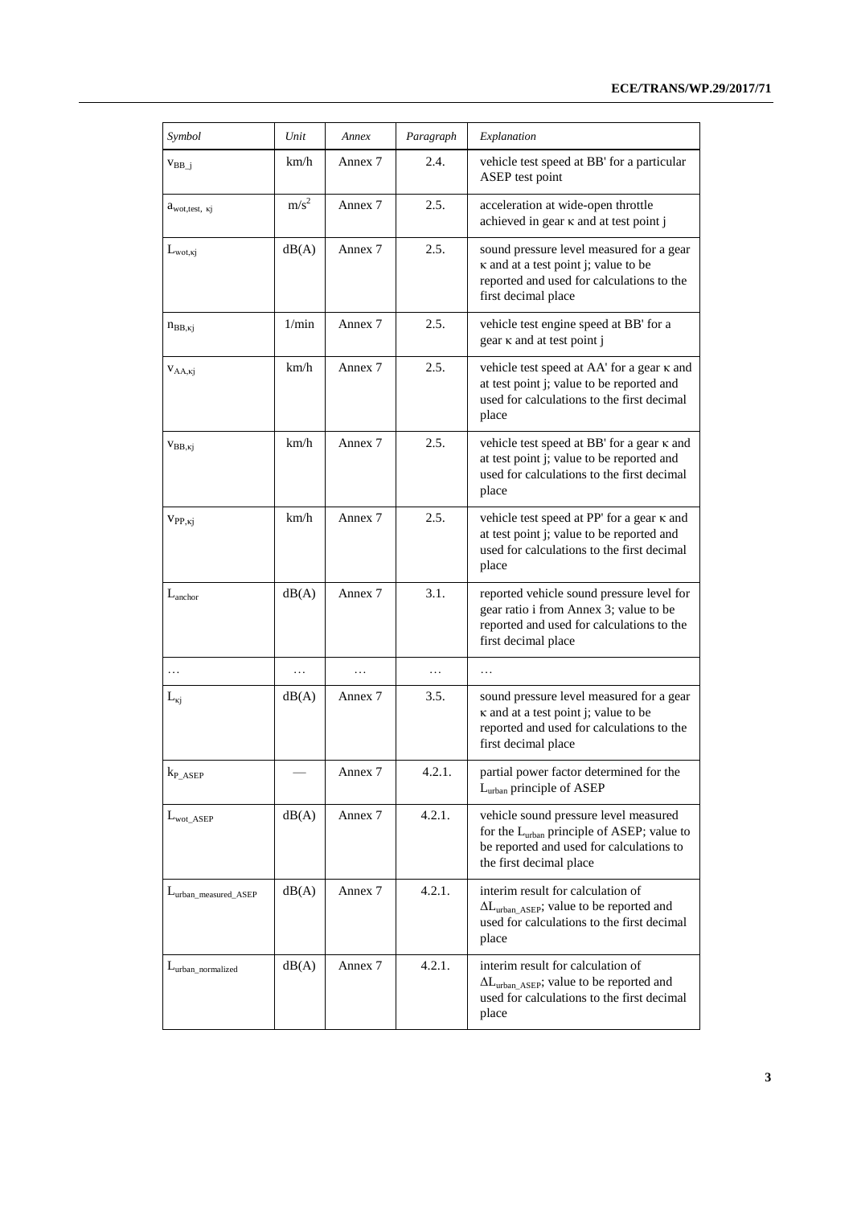| *Symbol* | *Unit* | *Annex* | *Paragraph* | *Explanation* |
|---|---|---|---|---|
| $v_{BB\_j}$ | km/h | Annex 7 | 2.4. | vehicle test speed at BB' for a particular ASEP test point |
| $a_{wot,test,\ \kappa j}$ | $m/s^2$ | Annex 7 | 2.5. | acceleration at wide-open throttle achieved in gear κ and at test point j |
| $L_{wot,\kappa j}$ | dB(A) | Annex 7 | 2.5. | sound pressure level measured for a gear κ and at a test point j; value to be reported and used for calculations to the first decimal place |
| $n_{BB,\kappa j}$ | 1/min | Annex 7 | 2.5. | vehicle test engine speed at BB' for a gear κ and at test point j |
| $v_{AA,\kappa j}$ | km/h | Annex 7 | 2.5. | vehicle test speed at AA' for a gear κ and at test point j; value to be reported and used for calculations to the first decimal place |
| $v_{BB,\kappa j}$ | km/h | Annex 7 | 2.5. | vehicle test speed at BB' for a gear κ and at test point j; value to be reported and used for calculations to the first decimal place |
| $v_{PP,\kappa j}$ | km/h | Annex 7 | 2.5. | vehicle test speed at PP' for a gear κ and at test point j; value to be reported and used for calculations to the first decimal place |
| $L_{anchor}$ | dB(A) | Annex 7 | 3.1. | reported vehicle sound pressure level for gear ratio i from Annex 3; value to be reported and used for calculations to the first decimal place |
| … | … | … | … | … |
| $L_{\kappa j}$ | dB(A) | Annex 7 | 3.5. | sound pressure level measured for a gear κ and at a test point j; value to be reported and used for calculations to the first decimal place |
| $k_{P\_ASEP}$ | — | Annex 7 | 4.2.1. | partial power factor determined for the $L_{urban}$ principle of ASEP |
| $L_{wot\_ASEP}$ | dB(A) | Annex 7 | 4.2.1. | vehicle sound pressure level measured for the $L_{urban}$ principle of ASEP; value to be reported and used for calculations to the first decimal place |
| $L_{urban\_measured\_ASEP}$ | dB(A) | Annex 7 | 4.2.1. | interim result for calculation of $\Delta L_{urban\_ASEP}$; value to be reported and used for calculations to the first decimal place |
| $L_{urban\_normalized}$ | dB(A) | Annex 7 | 4.2.1. | interim result for calculation of $\Delta L_{urban\_ASEP}$; value to be reported and used for calculations to the first decimal place |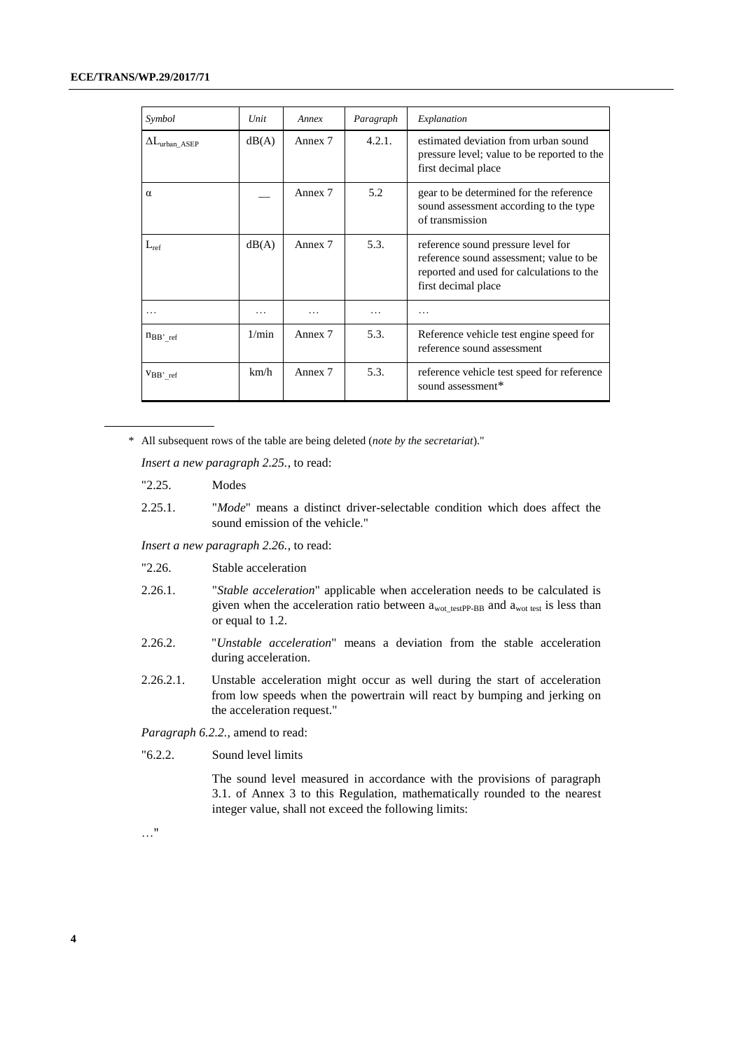| *Symbol* | *Unit* | *Annex* | *Paragraph* | *Explanation* |
|---|---|---|---|---|
| $\Delta L_{urban\_ASEP}$ | dB(A) | Annex 7 | 4.2.1. | estimated deviation from urban sound pressure level; value to be reported to the first decimal place |
| $\alpha$ | __ | Annex 7 | 5.2 | gear to be determined for the reference sound assessment according to the type of transmission |
| $L_{ref}$ | dB(A) | Annex 7 | 5.3. | reference sound pressure level for reference sound assessment; value to be reported and used for calculations to the first decimal place |
| … | … | … | … | … |
| $n_{BB'\_ref}$ | 1/min | Annex 7 | 5.3. | Reference vehicle test engine speed for reference sound assessment |
| $v_{BB'\_ref}$ | km/h | Annex 7 | 5.3. | reference vehicle test speed for reference sound assessment* |

\* All subsequent rows of the table are being deleted (*note by the secretariat*)."

*Insert a new paragraph 2.25.,* to read:

"2.25. Modes

2.25.1. "*Mode*" means a distinct driver-selectable condition which does affect the sound emission of the vehicle."

*Insert a new paragraph 2.26.,* to read:

"2.26. Stable acceleration

2.26.1. "*Stable acceleration*" applicable when acceleration needs to be calculated is given when the acceleration ratio between $a_{wot\_testPP-BB}$ and $a_{wot\ test}$ is less than or equal to 1.2.

2.26.2. "*Unstable acceleration*" means a deviation from the stable acceleration during acceleration.

2.26.2.1. Unstable acceleration might occur as well during the start of acceleration from low speeds when the powertrain will react by bumping and jerking on the acceleration request."

*Paragraph 6.2.2.,* amend to read:

"6.2.2. Sound level limits

The sound level measured in accordance with the provisions of paragraph 3.1. of Annex 3 to this Regulation, mathematically rounded to the nearest integer value, shall not exceed the following limits:

…"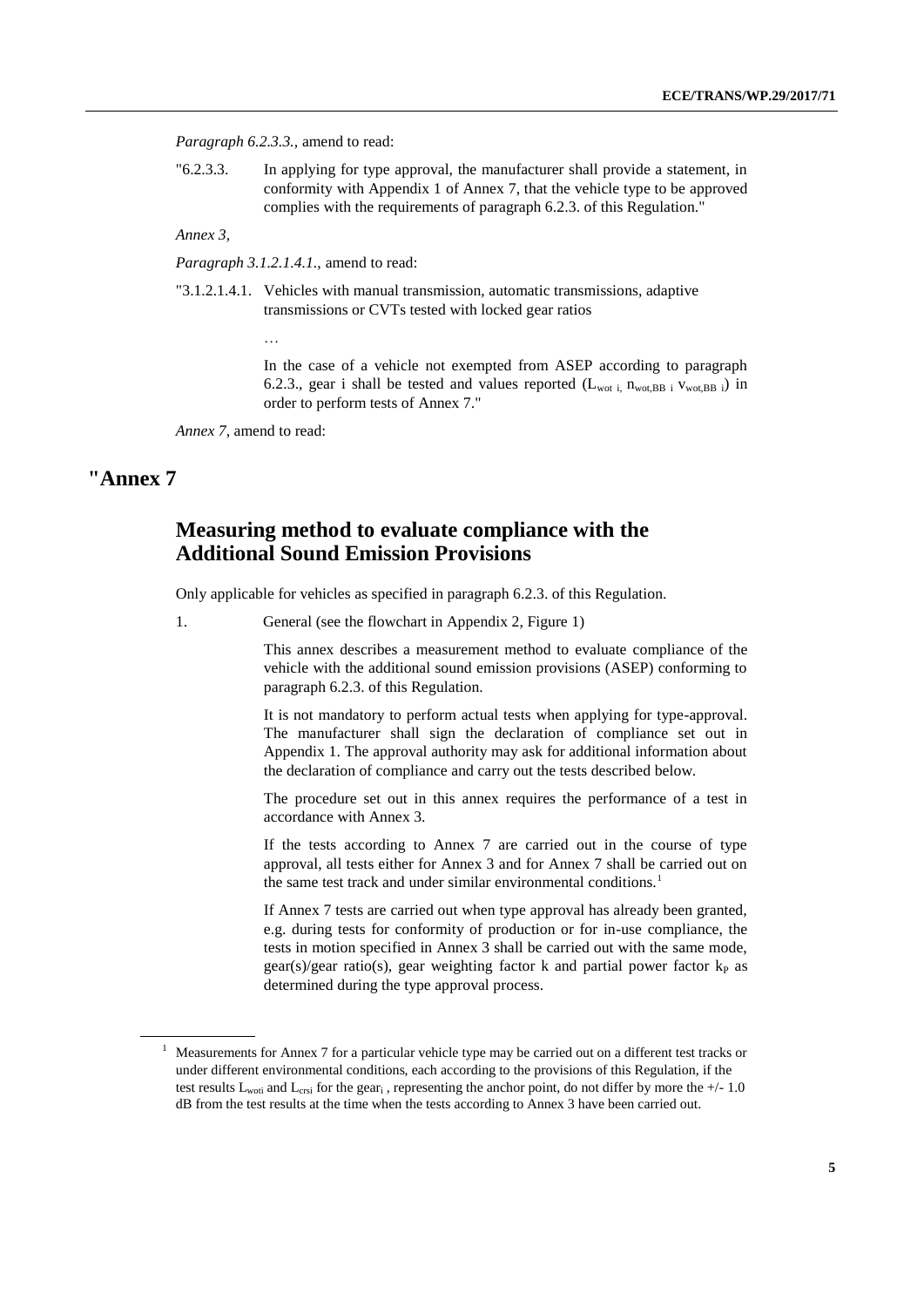*Paragraph 6.2.3.3.*, amend to read:

"6.2.3.3. In applying for type approval, the manufacturer shall provide a statement, in conformity with Appendix 1 of Annex 7, that the vehicle type to be approved complies with the requirements of paragraph 6.2.3. of this Regulation."

*Annex 3,*

*Paragraph 3.1.2.1.4.1.,* amend to read:

"3.1.2.1.4.1. Vehicles with manual transmission, automatic transmissions, adaptive transmissions or CVTs tested with locked gear ratios

…

In the case of a vehicle not exempted from ASEP according to paragraph 6.2.3., gear i shall be tested and values reported ($L_{wot\ i,}$ $n_{wot,BB\ i}$ $v_{wot,BB\ i}$) in order to perform tests of Annex 7."

*Annex 7*, amend to read:

# "Annex 7

## Measuring method to evaluate compliance with the Additional Sound Emission Provisions

Only applicable for vehicles as specified in paragraph 6.2.3. of this Regulation.

1. General (see the flowchart in Appendix 2, Figure 1)

This annex describes a measurement method to evaluate compliance of the vehicle with the additional sound emission provisions (ASEP) conforming to paragraph 6.2.3. of this Regulation.

It is not mandatory to perform actual tests when applying for type-approval. The manufacturer shall sign the declaration of compliance set out in Appendix 1. The approval authority may ask for additional information about the declaration of compliance and carry out the tests described below.

The procedure set out in this annex requires the performance of a test in accordance with Annex 3.

If the tests according to Annex 7 are carried out in the course of type approval, all tests either for Annex 3 and for Annex 7 shall be carried out on the same test track and under similar environmental conditions.[1]

If Annex 7 tests are carried out when type approval has already been granted, e.g. during tests for conformity of production or for in-use compliance, the tests in motion specified in Annex 3 shall be carried out with the same mode, gear(s)/gear ratio(s), gear weighting factor k and partial power factor $k_P$ as determined during the type approval process.

[1] Measurements for Annex 7 for a particular vehicle type may be carried out on a different test tracks or under different environmental conditions, each according to the provisions of this Regulation, if the test results $L_{woti}$ and $L_{crsi}$ for the $gear_i$ , representing the anchor point, do not differ by more the +/- 1.0 dB from the test results at the time when the tests according to Annex 3 have been carried out.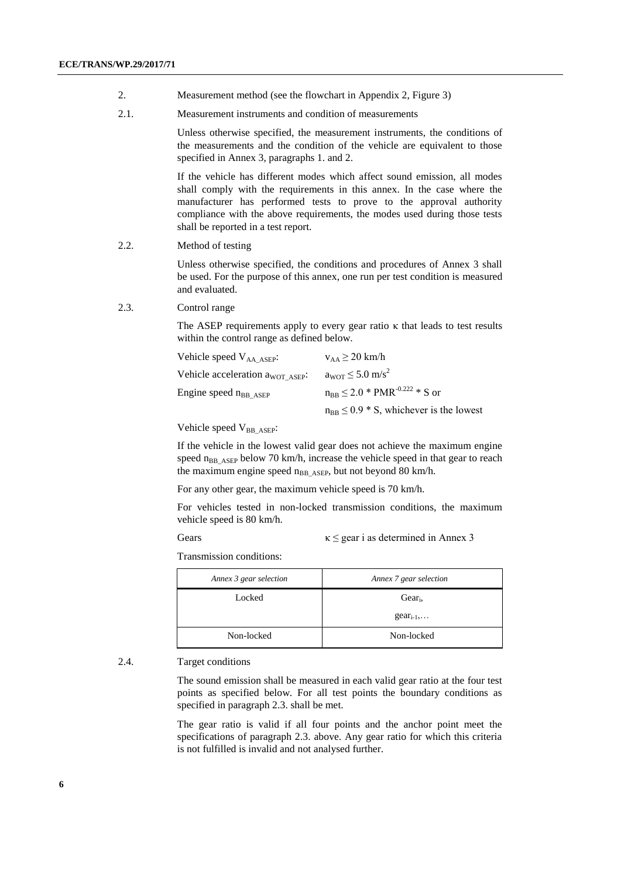2. Measurement method (see the flowchart in Appendix 2, Figure 3)

2.1. Measurement instruments and condition of measurements

Unless otherwise specified, the measurement instruments, the conditions of the measurements and the condition of the vehicle are equivalent to those specified in Annex 3, paragraphs 1. and 2.

If the vehicle has different modes which affect sound emission, all modes shall comply with the requirements in this annex. In the case where the manufacturer has performed tests to prove to the approval authority compliance with the above requirements, the modes used during those tests shall be reported in a test report.

2.2. Method of testing

Unless otherwise specified, the conditions and procedures of Annex 3 shall be used. For the purpose of this annex, one run per test condition is measured and evaluated.

2.3. Control range

The ASEP requirements apply to every gear ratio $\kappa$ that leads to test results within the control range as defined below.

Vehicle speed $V_{AA\_ASEP}$: $v_{AA} \geq 20$ km/h

Vehicle acceleration $a_{WOT\_ASEP}$: $a_{WOT} \leq 5.0$ m/s$^2$

Engine speed $n_{BB\_ASEP}$ $n_{BB} \leq 2.0 * PMR^{-0.222} * S$ or

$n_{BB} \leq 0.9 * S$, whichever is the lowest

Vehicle speed $V_{BB\_ASEP}$:

If the vehicle in the lowest valid gear does not achieve the maximum engine speed $n_{BB\_ASEP}$ below 70 km/h, increase the vehicle speed in that gear to reach the maximum engine speed $n_{BB\_ASEP}$, but not beyond 80 km/h.

For any other gear, the maximum vehicle speed is 70 km/h.

For vehicles tested in non-locked transmission conditions, the maximum vehicle speed is 80 km/h.

Gears $\kappa \leq$ gear i as determined in Annex 3

Transmission conditions:

| *Annex 3 gear selection* | *Annex 7 gear selection* |
|---|---|
| Locked | $Gear_i$, $gear_{i-1}$,… |
| Non-locked | Non-locked |

2.4. Target conditions

The sound emission shall be measured in each valid gear ratio at the four test points as specified below. For all test points the boundary conditions as specified in paragraph 2.3. shall be met.

The gear ratio is valid if all four points and the anchor point meet the specifications of paragraph 2.3. above. Any gear ratio for which this criteria is not fulfilled is invalid and not analysed further.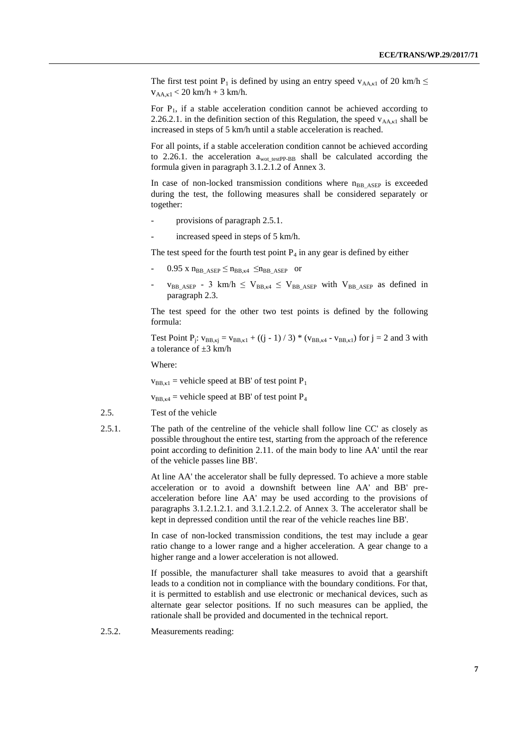The first test point $P_1$ is defined by using an entry speed $v_{AA,κ1}$ of 20 km/h ≤ $v_{AA,κ1}$ < 20 km/h + 3 km/h.

For $P_1$, if a stable acceleration condition cannot be achieved according to 2.26.2.1. in the definition section of this Regulation, the speed $v_{AA,κ1}$ shall be increased in steps of 5 km/h until a stable acceleration is reached.

For all points, if a stable acceleration condition cannot be achieved according to 2.26.1. the acceleration $a_{wot\_testPP-BB}$ shall be calculated according the formula given in paragraph 3.1.2.1.2 of Annex 3.

In case of non-locked transmission conditions where $n_{BB\_ASEP}$ is exceeded during the test, the following measures shall be considered separately or together:

- provisions of paragraph 2.5.1.
- increased speed in steps of 5 km/h.

The test speed for the fourth test point $P_4$ in any gear is defined by either

- $0.95 \times n_{BB\_ASEP} \leq n_{BB,κ4} \leq n_{BB\_ASEP}$ or
- $v_{BB\_ASEP}$ - 3 km/h ≤ $V_{BB,κ4}$ ≤ $V_{BB\_ASEP}$ with $V_{BB\_ASEP}$ as defined in paragraph 2.3.

The test speed for the other two test points is defined by the following formula:

Test Point $P_j$: $v_{BB,κj} = v_{BB,κ1} + ((j - 1) / 3) * (v_{BB,κ4} - v_{BB,κ1})$ for j = 2 and 3 with a tolerance of ±3 km/h

Where:

$v_{BB,κ1}$ = vehicle speed at BB' of test point $P_1$

$v_{BB,κ4}$ = vehicle speed at BB' of test point $P_4$

2.5. Test of the vehicle

2.5.1. The path of the centreline of the vehicle shall follow line CC' as closely as possible throughout the entire test, starting from the approach of the reference point according to definition 2.11. of the main body to line AA' until the rear of the vehicle passes line BB'.

At line AA' the accelerator shall be fully depressed. To achieve a more stable acceleration or to avoid a downshift between line AA' and BB' pre-acceleration before line AA' may be used according to the provisions of paragraphs 3.1.2.1.2.1. and 3.1.2.1.2.2. of Annex 3. The accelerator shall be kept in depressed condition until the rear of the vehicle reaches line BB'.

In case of non-locked transmission conditions, the test may include a gear ratio change to a lower range and a higher acceleration. A gear change to a higher range and a lower acceleration is not allowed.

If possible, the manufacturer shall take measures to avoid that a gearshift leads to a condition not in compliance with the boundary conditions. For that, it is permitted to establish and use electronic or mechanical devices, such as alternate gear selector positions. If no such measures can be applied, the rationale shall be provided and documented in the technical report.

2.5.2. Measurements reading: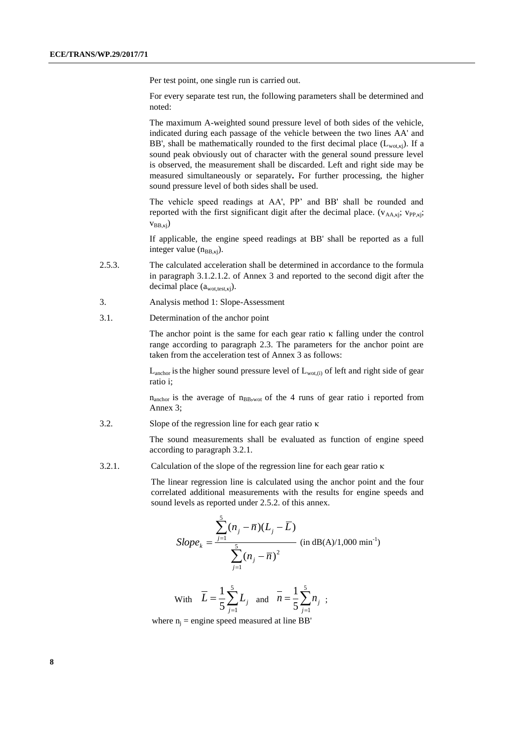Per test point, one single run is carried out.

For every separate test run, the following parameters shall be determined and noted:

The maximum A-weighted sound pressure level of both sides of the vehicle, indicated during each passage of the vehicle between the two lines AA' and BB', shall be mathematically rounded to the first decimal place ($L_{wot,\kappa j}$). If a sound peak obviously out of character with the general sound pressure level is observed, the measurement shall be discarded. Left and right side may be measured simultaneously or separately**.** For further processing, the higher sound pressure level of both sides shall be used.

The vehicle speed readings at AA', PP' and BB' shall be rounded and reported with the first significant digit after the decimal place. ($v_{AA,\kappa j}$; $v_{PP,\kappa j}$; $v_{BB,\kappa j}$)

If applicable, the engine speed readings at BB' shall be reported as a full integer value ($n_{BB,\kappa j}$).

2.5.3. The calculated acceleration shall be determined in accordance to the formula in paragraph 3.1.2.1.2. of Annex 3 and reported to the second digit after the decimal place ($a_{wot,test,\kappa j}$).

3. Analysis method 1: Slope-Assessment

3.1. Determination of the anchor point

The anchor point is the same for each gear ratio κ falling under the control range according to paragraph 2.3. The parameters for the anchor point are taken from the acceleration test of Annex 3 as follows:

$L_{anchor}$ is the higher sound pressure level of $L_{wot,(i)}$ of left and right side of gear ratio i;

$n_{anchor}$ is the average of $n_{BB,wot}$ of the 4 runs of gear ratio i reported from Annex 3;

3.2. Slope of the regression line for each gear ratio κ

The sound measurements shall be evaluated as function of engine speed according to paragraph 3.2.1.

3.2.1. Calculation of the slope of the regression line for each gear ratio κ

The linear regression line is calculated using the anchor point and the four correlated additional measurements with the results for engine speeds and sound levels as reported under 2.5.2. of this annex.

$$Slope_k = \frac{\sum_{j=1}^{5}(n_j - \overline{n})(L_j - \overline{L})}{\sum_{j=1}^{5}(n_j - \overline{n})^2} \text{ (in dB(A)/1,000 min}^{-1}\text{)}$$

With $\overline{L} = \frac{1}{5}\sum_{j=1}^{5} L_j$ and $\overline{n} = \frac{1}{5}\sum_{j=1}^{5} n_j$ ;

where $n_j$ = engine speed measured at line BB'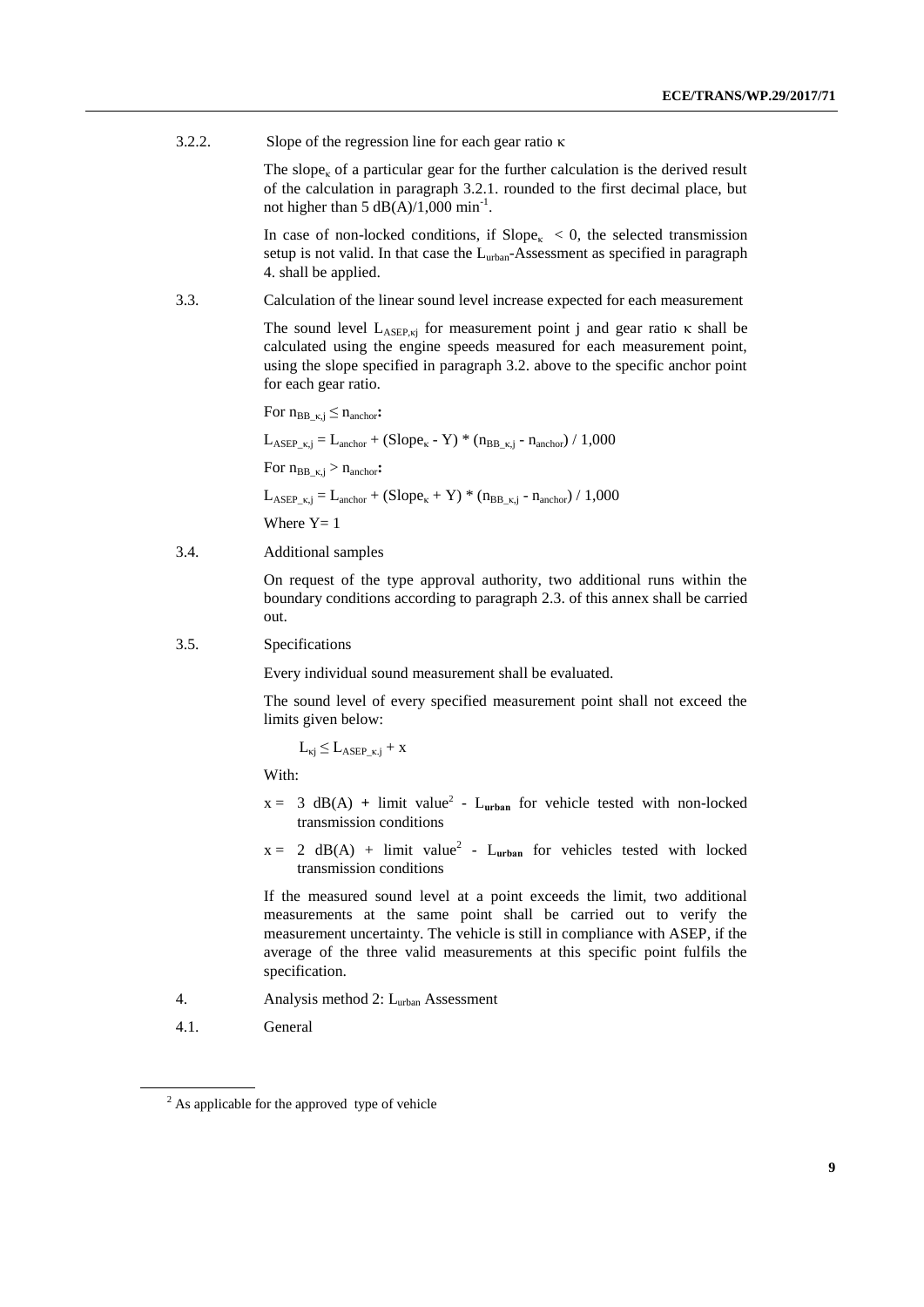3.2.2. Slope of the regression line for each gear ratio κ

The $slope_{\kappa}$ of a particular gear for the further calculation is the derived result of the calculation in paragraph 3.2.1. rounded to the first decimal place, but not higher than 5 dB(A)/1,000 $min^{-1}$.

In case of non-locked conditions, if $Slope_{\kappa} < 0$, the selected transmission setup is not valid. In that case the $L_{urban}$-Assessment as specified in paragraph 4. shall be applied.

3.3. Calculation of the linear sound level increase expected for each measurement

The sound level $L_{ASEP,\kappa j}$ for measurement point j and gear ratio κ shall be calculated using the engine speeds measured for each measurement point, using the slope specified in paragraph 3.2. above to the specific anchor point for each gear ratio.

For $n_{BB\_\kappa,j} \leq n_{anchor}$**:**

$$L_{ASEP\_\kappa,j} = L_{anchor} + (Slope_{\kappa} - Y) * (n_{BB\_\kappa,j} - n_{anchor}) / 1{,}000$$

For $n_{BB\_\kappa,j} > n_{anchor}$**:**

$$L_{ASEP\_\kappa,j} = L_{anchor} + (Slope_{\kappa} + Y) * (n_{BB\_\kappa,j} - n_{anchor}) / 1{,}000$$

Where Y= 1

3.4. Additional samples

On request of the type approval authority, two additional runs within the boundary conditions according to paragraph 2.3. of this annex shall be carried out.

3.5. Specifications

Every individual sound measurement shall be evaluated.

The sound level of every specified measurement point shall not exceed the limits given below:

$$L_{\kappa j} \leq L_{ASEP\_\kappa,j} + x$$

With:

- x = 3 dB(A) + limit value[2] - $L_{\mathbf{urban}}$ for vehicle tested with non-locked transmission conditions
- x = 2 dB(A) + limit value[2] - $L_{\mathbf{urban}}$ for vehicles tested with locked transmission conditions

If the measured sound level at a point exceeds the limit, two additional measurements at the same point shall be carried out to verify the measurement uncertainty. The vehicle is still in compliance with ASEP, if the average of the three valid measurements at this specific point fulfils the specification.

4. Analysis method 2: $L_{urban}$ Assessment

4.1. General

---

[2] As applicable for the approved type of vehicle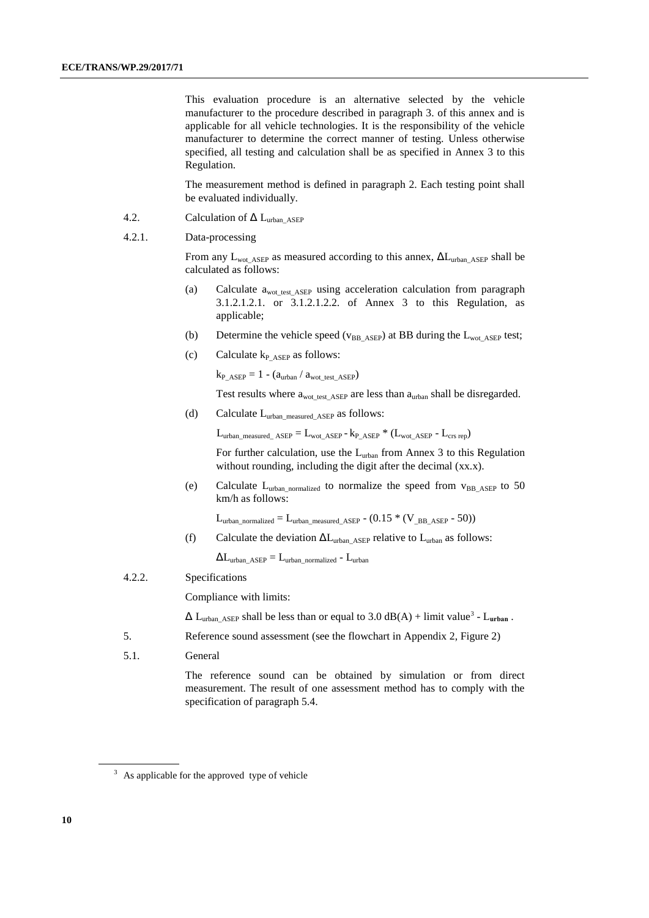This evaluation procedure is an alternative selected by the vehicle manufacturer to the procedure described in paragraph 3. of this annex and is applicable for all vehicle technologies. It is the responsibility of the vehicle manufacturer to determine the correct manner of testing. Unless otherwise specified, all testing and calculation shall be as specified in Annex 3 to this Regulation.

The measurement method is defined in paragraph 2. Each testing point shall be evaluated individually.

4.2. Calculation of $\Delta L_{urban\_ASEP}$

4.2.1. Data-processing

From any $L_{wot\_ASEP}$ as measured according to this annex, $\Delta L_{urban\_ASEP}$ shall be calculated as follows:

(a) Calculate $a_{wot\_test\_ASEP}$ using acceleration calculation from paragraph 3.1.2.1.2.1. or 3.1.2.1.2.2. of Annex 3 to this Regulation, as applicable;

(b) Determine the vehicle speed ($v_{BB\_ASEP}$) at BB during the $L_{wot\_ASEP}$ test;

(c) Calculate $k_{P\_ASEP}$ as follows:

$k_{P\_ASEP} = 1 - (a_{urban} / a_{wot\_test\_ASEP})$

Test results where $a_{wot\_test\_ASEP}$ are less than $a_{urban}$ shall be disregarded.

(d) Calculate $L_{urban\_measured\_ASEP}$ as follows:

$L_{urban\_measured\_ASEP} = L_{wot\_ASEP} - k_{P\_ASEP} * (L_{wot\_ASEP} - L_{crs\ rep})$

For further calculation, use the $L_{urban}$ from Annex 3 to this Regulation without rounding, including the digit after the decimal (xx.x).

(e) Calculate $L_{urban\_normalized}$ to normalize the speed from $v_{BB\_ASEP}$ to 50 km/h as follows:

$L_{urban\_normalized} = L_{urban\_measured\_ASEP} - (0.15 * (V_{\_BB\_ASEP} - 50))$

(f) Calculate the deviation $\Delta L_{urban\_ASEP}$ relative to $L_{urban}$ as follows:

$\Delta L_{urban\_ASEP} = L_{urban\_normalized} - L_{urban}$

4.2.2. Specifications

Compliance with limits:

$\Delta L_{urban\_ASEP}$ shall be less than or equal to 3.0 dB(A) + limit value[3] - $\mathbf{L_{urban}}$ .

5. Reference sound assessment (see the flowchart in Appendix 2, Figure 2)

5.1. General

The reference sound can be obtained by simulation or from direct measurement. The result of one assessment method has to comply with the specification of paragraph 5.4.

[3] As applicable for the approved type of vehicle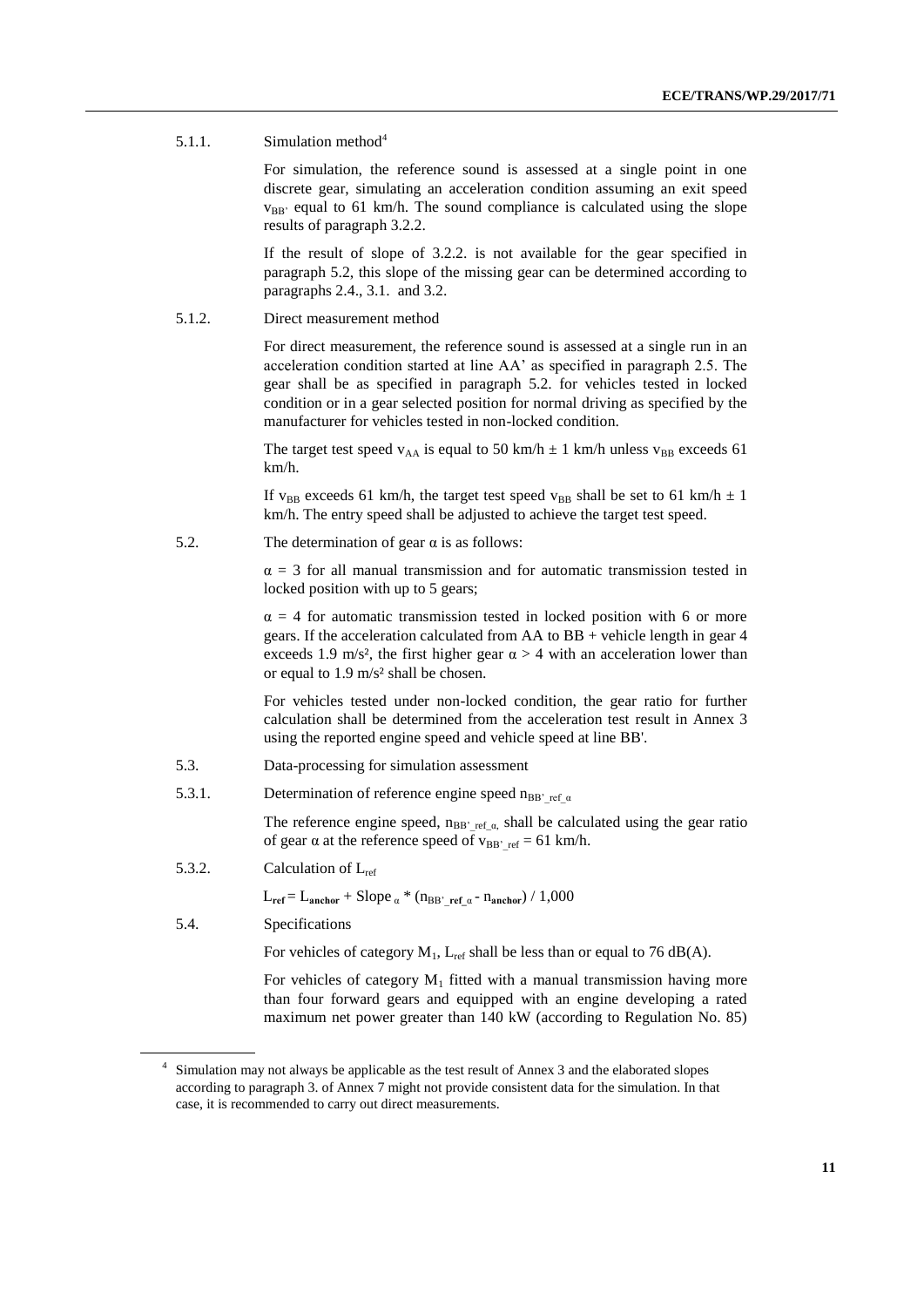5.1.1. Simulation method[4]

For simulation, the reference sound is assessed at a single point in one discrete gear, simulating an acceleration condition assuming an exit speed $v_{BB'}$ equal to 61 km/h. The sound compliance is calculated using the slope results of paragraph 3.2.2.

If the result of slope of 3.2.2. is not available for the gear specified in paragraph 5.2, this slope of the missing gear can be determined according to paragraphs 2.4., 3.1. and 3.2.

5.1.2. Direct measurement method

For direct measurement, the reference sound is assessed at a single run in an acceleration condition started at line AA' as specified in paragraph 2.5. The gear shall be as specified in paragraph 5.2. for vehicles tested in locked condition or in a gear selected position for normal driving as specified by the manufacturer for vehicles tested in non-locked condition.

The target test speed $v_{AA}$ is equal to 50 km/h ± 1 km/h unless $v_{BB}$ exceeds 61 km/h.

If $v_{BB}$ exceeds 61 km/h, the target test speed $v_{BB}$ shall be set to 61 km/h ± 1 km/h. The entry speed shall be adjusted to achieve the target test speed.

5.2. The determination of gear $\alpha$ is as follows:

$\alpha = 3$ for all manual transmission and for automatic transmission tested in locked position with up to 5 gears;

$\alpha = 4$ for automatic transmission tested in locked position with 6 or more gears. If the acceleration calculated from AA to BB + vehicle length in gear 4 exceeds 1.9 m/s², the first higher gear $\alpha > 4$ with an acceleration lower than or equal to 1.9 m/s² shall be chosen.

For vehicles tested under non-locked condition, the gear ratio for further calculation shall be determined from the acceleration test result in Annex 3 using the reported engine speed and vehicle speed at line BB'.

5.3. Data-processing for simulation assessment

5.3.1. Determination of reference engine speed $n_{BB'\_ref\_\alpha}$

The reference engine speed, $n_{BB'\_ref\_\alpha}$, shall be calculated using the gear ratio of gear $\alpha$ at the reference speed of $v_{BB'\_ref} = 61$ km/h.

5.3.2. Calculation of $L_{ref}$

$$L_{\mathbf{ref}} = L_{\mathbf{anchor}} + \text{Slope}_{\alpha} * (n_{BB'\_\mathbf{ref}\_\alpha} - n_{\mathbf{anchor}}) / 1{,}000$$

5.4. Specifications

For vehicles of category $M_1$, $L_{ref}$ shall be less than or equal to 76 dB(A).

For vehicles of category $M_1$ fitted with a manual transmission having more than four forward gears and equipped with an engine developing a rated maximum net power greater than 140 kW (according to Regulation No. 85)

[4] Simulation may not always be applicable as the test result of Annex 3 and the elaborated slopes according to paragraph 3. of Annex 7 might not provide consistent data for the simulation. In that case, it is recommended to carry out direct measurements.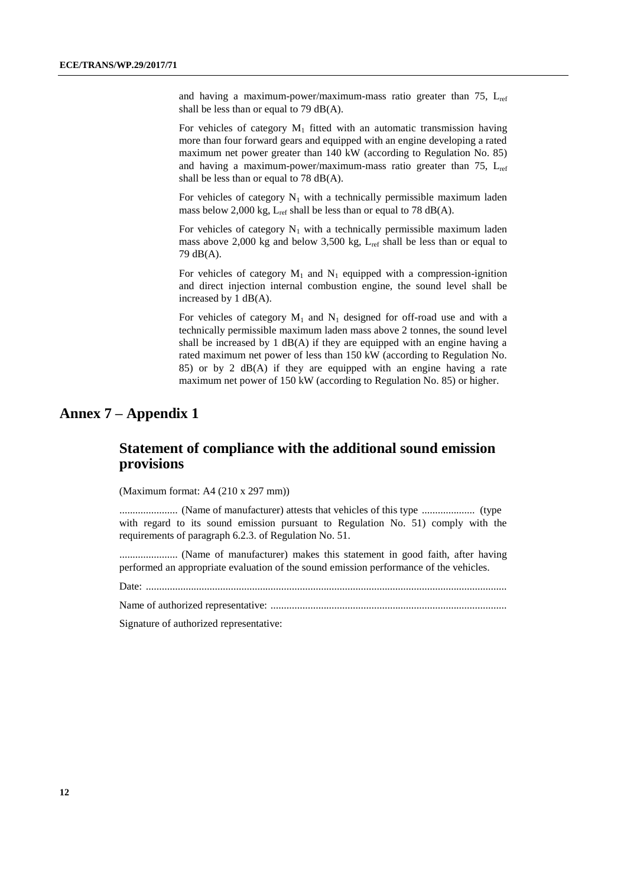and having a maximum-power/maximum-mass ratio greater than 75, $L_{ref}$ shall be less than or equal to 79 dB(A).

For vehicles of category $M_1$ fitted with an automatic transmission having more than four forward gears and equipped with an engine developing a rated maximum net power greater than 140 kW (according to Regulation No. 85) and having a maximum-power/maximum-mass ratio greater than 75, $L_{ref}$ shall be less than or equal to 78 dB(A).

For vehicles of category $N_1$ with a technically permissible maximum laden mass below 2,000 kg, $L_{ref}$ shall be less than or equal to 78 dB(A).

For vehicles of category $N_1$ with a technically permissible maximum laden mass above 2,000 kg and below 3,500 kg, $L_{ref}$ shall be less than or equal to 79 dB(A).

For vehicles of category $M_1$ and $N_1$ equipped with a compression-ignition and direct injection internal combustion engine, the sound level shall be increased by 1 dB(A).

For vehicles of category $M_1$ and $N_1$ designed for off-road use and with a technically permissible maximum laden mass above 2 tonnes, the sound level shall be increased by 1 dB(A) if they are equipped with an engine having a rated maximum net power of less than 150 kW (according to Regulation No. 85) or by 2 dB(A) if they are equipped with an engine having a rate maximum net power of 150 kW (according to Regulation No. 85) or higher.

# Annex 7 – Appendix 1

## Statement of compliance with the additional sound emission provisions

(Maximum format: A4 (210 x 297 mm))

...................... (Name of manufacturer) attests that vehicles of this type .................... (type with regard to its sound emission pursuant to Regulation No. 51) comply with the requirements of paragraph 6.2.3. of Regulation No. 51.

...................... (Name of manufacturer) makes this statement in good faith, after having performed an appropriate evaluation of the sound emission performance of the vehicles.

Date: .......................................................................................................................................

Name of authorized representative: .........................................................................................

Signature of authorized representative: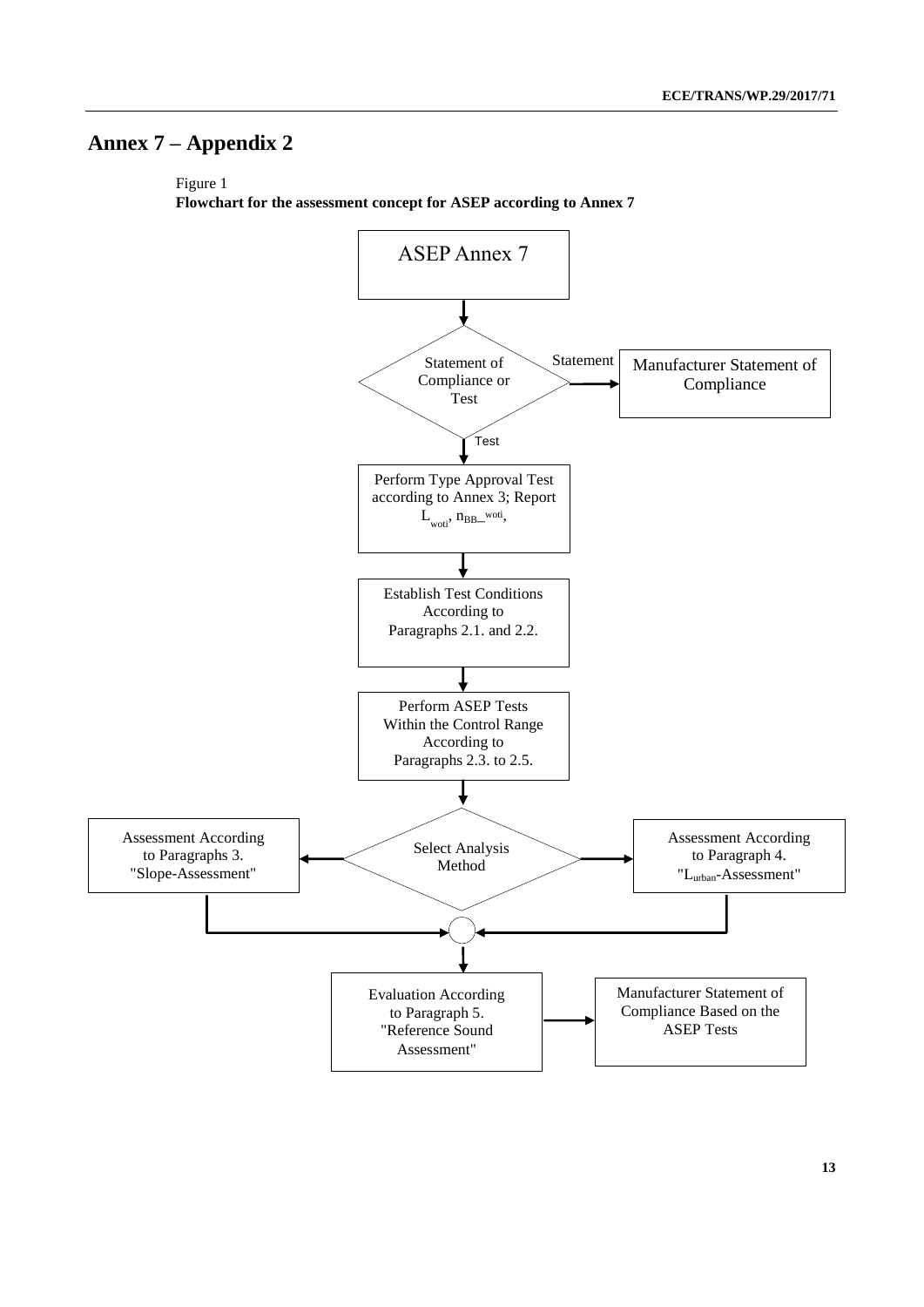# Annex 7 – Appendix 2

Figure 1

**Flowchart for the assessment concept for ASEP according to Annex 7**

ASEP Annex 7

Statement of Compliance or Test

Statement

Manufacturer Statement of Compliance

Test

Perform Type Approval Test according to Annex 3; Report $L_{woti}$, $n_{BB\_woti}$,

Establish Test Conditions According to Paragraphs 2.1. and 2.2.

Perform ASEP Tests Within the Control Range According to Paragraphs 2.3. to 2.5.

Select Analysis Method

Assessment According to Paragraphs 3. "Slope-Assessment"

Assessment According to Paragraph 4. "$L_{urban}$-Assessment"

Evaluation According to Paragraph 5. "Reference Sound Assessment"

Manufacturer Statement of Compliance Based on the ASEP Tests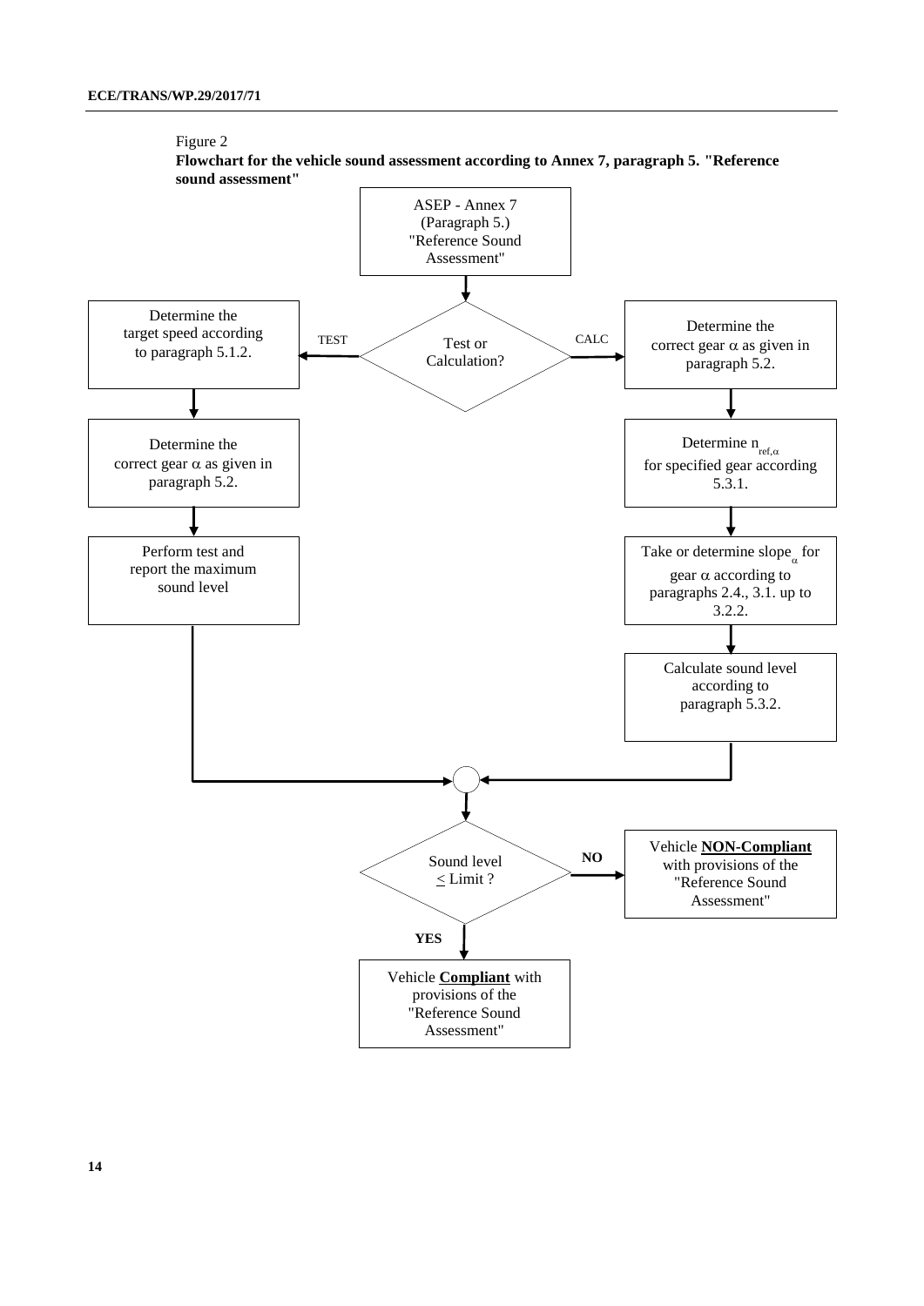Figure 2

**Flowchart for the vehicle sound assessment according to Annex 7, paragraph 5. "Reference sound assessment"**

ASEP - Annex 7 (Paragraph 5.) "Reference Sound Assessment"

Test or Calculation?

TEST:

- Determine the target speed according to paragraph 5.1.2.
- Determine the correct gear $\alpha$ as given in paragraph 5.2.
- Perform test and report the maximum sound level

CALC:

- Determine the correct gear $\alpha$ as given in paragraph 5.2.
- Determine $n_{ref,\alpha}$ for specified gear according 5.3.1.
- Take or determine $slope_{\alpha}$ for gear $\alpha$ according to paragraphs 2.4., 3.1. up to 3.2.2.
- Calculate sound level according to paragraph 5.3.2.

Sound level $\leq$ Limit ?

- **NO**: Vehicle **NON-Compliant** with provisions of the "Reference Sound Assessment"
- **YES**: Vehicle **Compliant** with provisions of the "Reference Sound Assessment"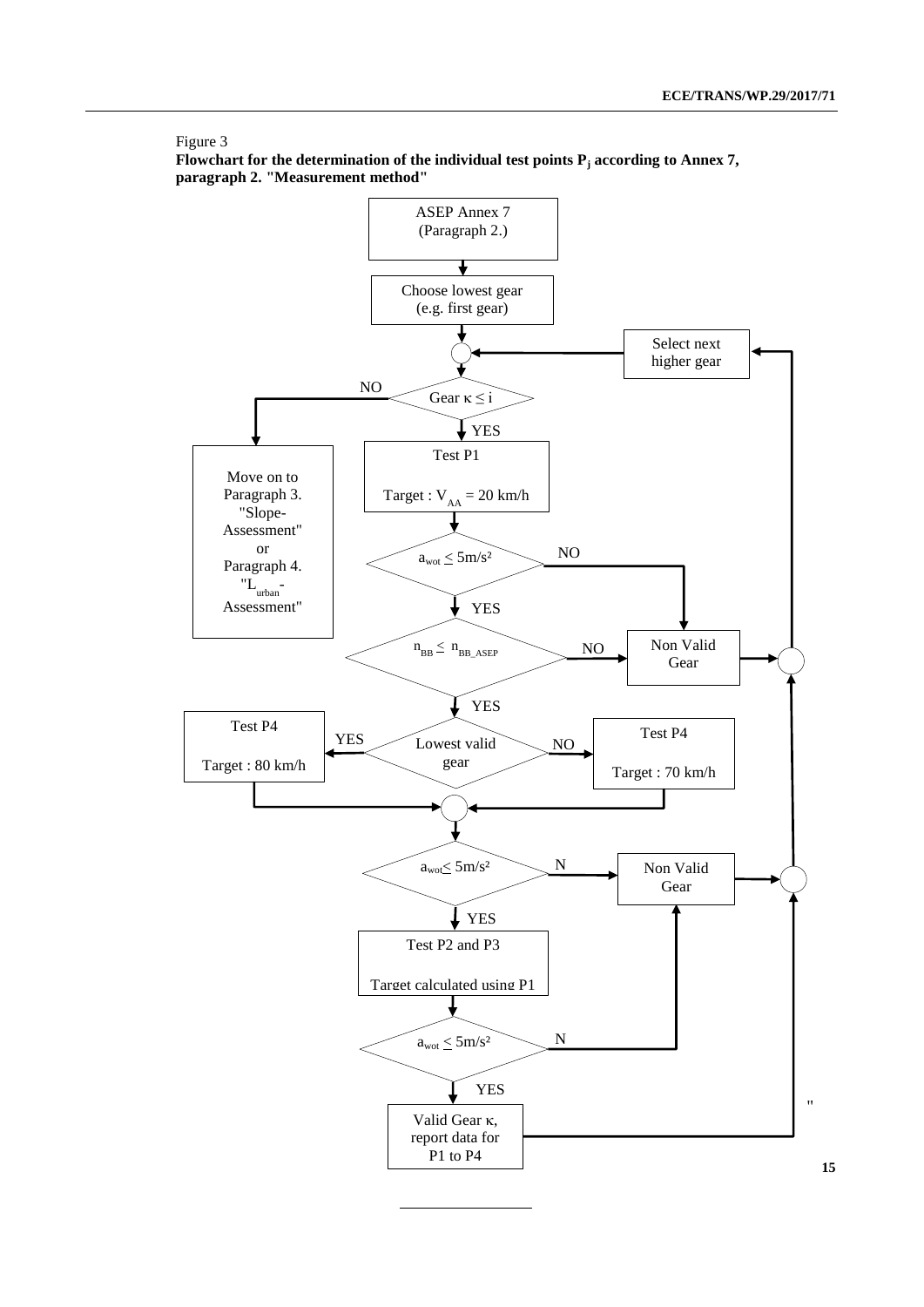Figure 3

**Flowchart for the determination of the individual test points $P_j$ according to Annex 7, paragraph 2. "Measurement method"**

ASEP Annex 7 (Paragraph 2.)

Choose lowest gear (e.g. first gear)

Select next higher gear

Gear $\kappa \leq i$

NO

YES

Move on to Paragraph 3. "Slope-Assessment" or Paragraph 4. "$L_{urban}$-Assessment"

Test P1

Target : $V_{AA}$ = 20 km/h

$a_{wot} \leq 5m/s^2$

NO

YES

$n_{BB} \leq n_{BB\_ASEP}$

NO

Non Valid Gear

YES

Test P4

Target : 80 km/h

YES

Lowest valid gear

NO

Test P4

Target : 70 km/h

$a_{wot} \leq 5m/s^2$

N

Non Valid Gear

YES

Test P2 and P3

Target calculated using P1

$a_{wot} \leq 5m/s^2$

N

YES

Valid Gear κ, report data for P1 to P4

"